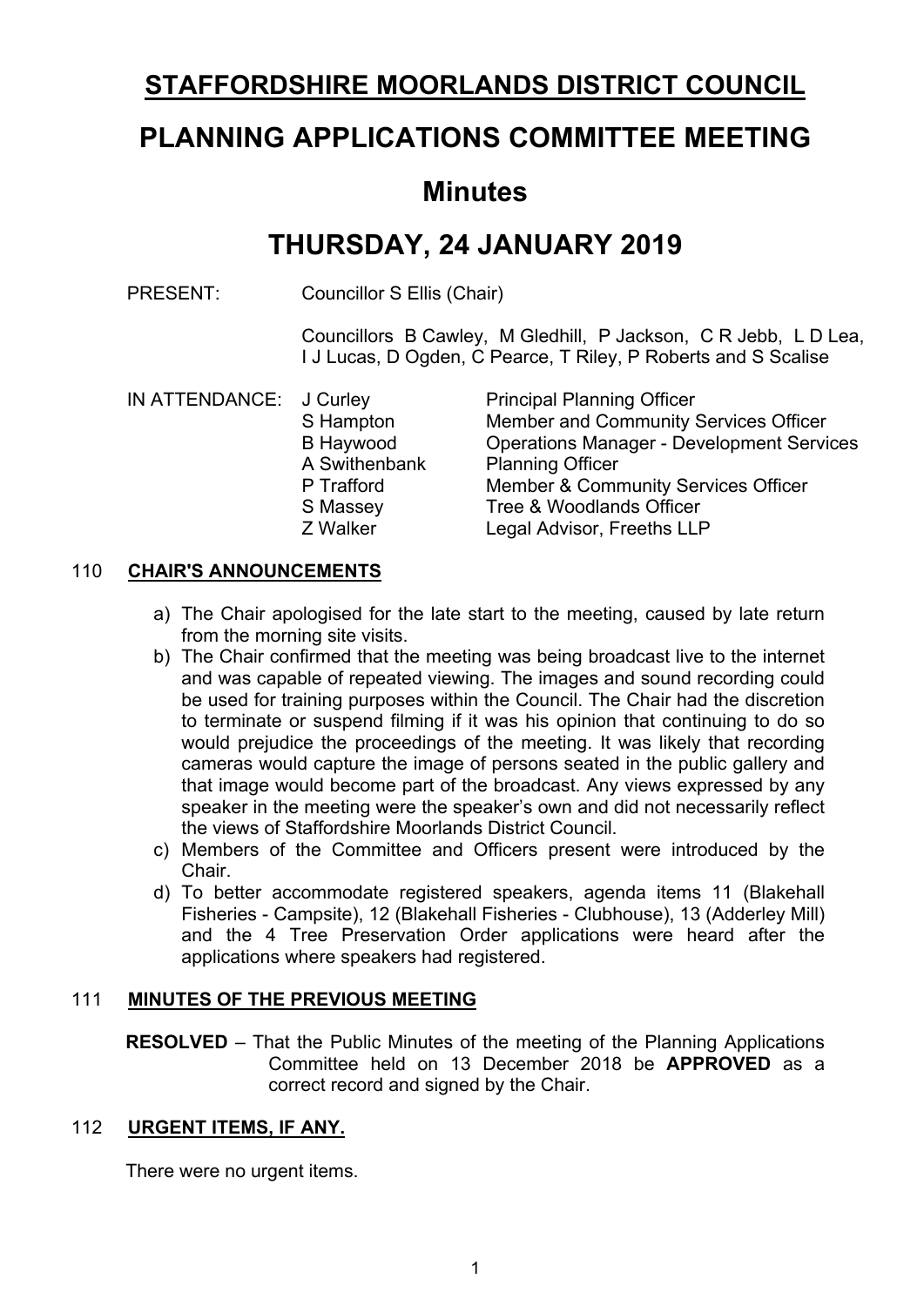# STAFFORDSHIRE MOORLANDS DISTRICT COUNCIL

# PLANNING APPLICATIONS COMMITTEE MEETING

## Minutes

# THURSDAY, 24 JANUARY 2019

PRESENT: Councillor S Ellis (Chair)

Councillors B Cawley, M Gledhill, P Jackson, C R Jebb, L D Lea, I J Lucas, D Ogden, C Pearce, T Riley, P Roberts and S Scalise

| IN ATTENDANCE: | | |
|---|---|---|
| | J Curley | Principal Planning Officer |
| | S Hampton | Member and Community Services Officer |
| | B Haywood | Operations Manager - Development Services |
| | A Swithenbank | Planning Officer |
| | P Trafford | Member & Community Services Officer |
| | S Massey | Tree & Woodlands Officer |
| | Z Walker | Legal Advisor, Freeths LLP |

### 110 CHAIR'S ANNOUNCEMENTS

a) The Chair apologised for the late start to the meeting, caused by late return from the morning site visits.
b) The Chair confirmed that the meeting was being broadcast live to the internet and was capable of repeated viewing. The images and sound recording could be used for training purposes within the Council. The Chair had the discretion to terminate or suspend filming if it was his opinion that continuing to do so would prejudice the proceedings of the meeting. It was likely that recording cameras would capture the image of persons seated in the public gallery and that image would become part of the broadcast. Any views expressed by any speaker in the meeting were the speaker's own and did not necessarily reflect the views of Staffordshire Moorlands District Council.
c) Members of the Committee and Officers present were introduced by the Chair.
d) To better accommodate registered speakers, agenda items 11 (Blakehall Fisheries - Campsite), 12 (Blakehall Fisheries - Clubhouse), 13 (Adderley Mill) and the 4 Tree Preservation Order applications were heard after the applications where speakers had registered.

### 111 MINUTES OF THE PREVIOUS MEETING

**RESOLVED** – That the Public Minutes of the meeting of the Planning Applications Committee held on 13 December 2018 be **APPROVED** as a correct record and signed by the Chair.

### 112 URGENT ITEMS, IF ANY.

There were no urgent items.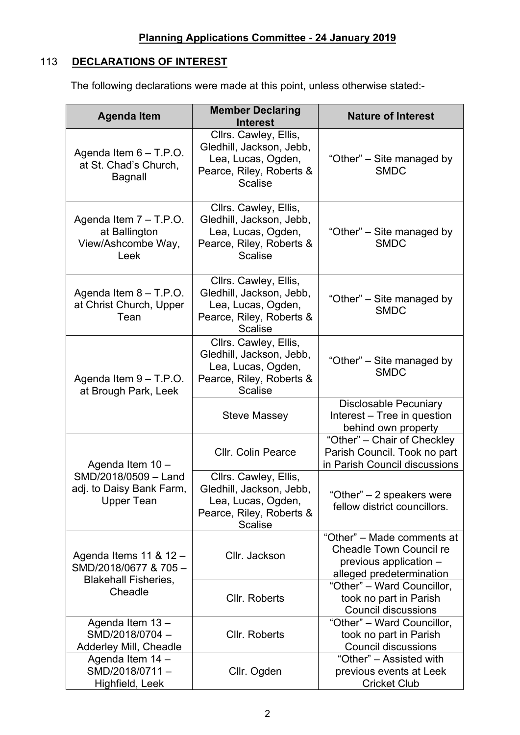## Planning Applications Committee - 24 January 2019

### 113 DECLARATIONS OF INTEREST

The following declarations were made at this point, unless otherwise stated:-

| Agenda Item | Member Declaring Interest | Nature of Interest |
|---|---|---|
| Agenda Item 6 – T.P.O. at St. Chad's Church, Bagnall | Cllrs. Cawley, Ellis, Gledhill, Jackson, Jebb, Lea, Lucas, Ogden, Pearce, Riley, Roberts & Scalise | "Other" – Site managed by SMDC |
| Agenda Item 7 – T.P.O. at Ballington View/Ashcombe Way, Leek | Cllrs. Cawley, Ellis, Gledhill, Jackson, Jebb, Lea, Lucas, Ogden, Pearce, Riley, Roberts & Scalise | "Other" – Site managed by SMDC |
| Agenda Item 8 – T.P.O. at Christ Church, Upper Tean | Cllrs. Cawley, Ellis, Gledhill, Jackson, Jebb, Lea, Lucas, Ogden, Pearce, Riley, Roberts & Scalise | "Other" – Site managed by SMDC |
| Agenda Item 9 – T.P.O. at Brough Park, Leek | Cllrs. Cawley, Ellis, Gledhill, Jackson, Jebb, Lea, Lucas, Ogden, Pearce, Riley, Roberts & Scalise | "Other" – Site managed by SMDC |
| | Steve Massey | Disclosable Pecuniary Interest – Tree in question behind own property |
| Agenda Item 10 – SMD/2018/0509 – Land adj. to Daisy Bank Farm, Upper Tean | Cllr. Colin Pearce | "Other" – Chair of Checkley Parish Council. Took no part in Parish Council discussions |
| | Cllrs. Cawley, Ellis, Gledhill, Jackson, Jebb, Lea, Lucas, Ogden, Pearce, Riley, Roberts & Scalise | "Other" – 2 speakers were fellow district councillors. |
| Agenda Items 11 & 12 – SMD/2018/0677 & 705 – Blakehall Fisheries, Cheadle | Cllr. Jackson | "Other" – Made comments at Cheadle Town Council re previous application – alleged predetermination |
| | Cllr. Roberts | "Other" – Ward Councillor, took no part in Parish Council discussions |
| Agenda Item 13 – SMD/2018/0704 – Adderley Mill, Cheadle | Cllr. Roberts | "Other" – Ward Councillor, took no part in Parish Council discussions |
| Agenda Item 14 – SMD/2018/0711 – Highfield, Leek | Cllr. Ogden | "Other" – Assisted with previous events at Leek Cricket Club |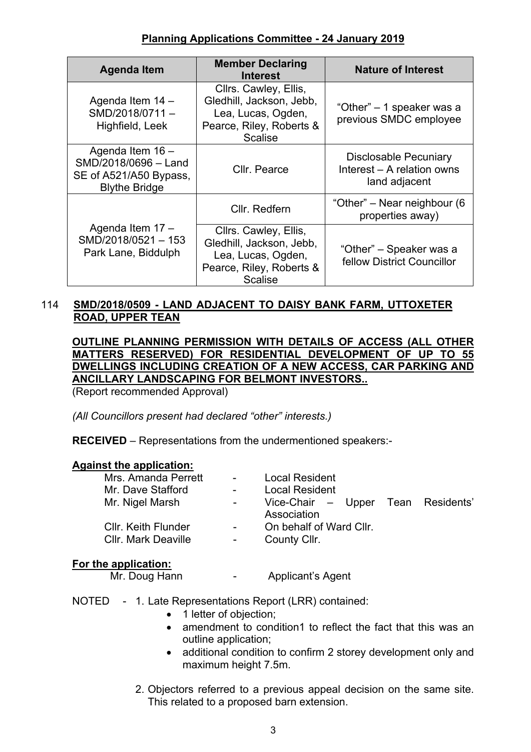**Planning Applications Committee - 24 January 2019**

| Agenda Item | Member Declaring Interest | Nature of Interest |
|---|---|---|
| Agenda Item 14 – SMD/2018/0711 – Highfield, Leek | Cllrs. Cawley, Ellis, Gledhill, Jackson, Jebb, Lea, Lucas, Ogden, Pearce, Riley, Roberts & Scalise | "Other" – 1 speaker was a previous SMDC employee |
| Agenda Item 16 – SMD/2018/0696 – Land SE of A521/A50 Bypass, Blythe Bridge | Cllr. Pearce | Disclosable Pecuniary Interest – A relation owns land adjacent |
| Agenda Item 17 – SMD/2018/0521 – 153 Park Lane, Biddulph | Cllr. Redfern | "Other" – Near neighbour (6 properties away) |
| | Cllrs. Cawley, Ellis, Gledhill, Jackson, Jebb, Lea, Lucas, Ogden, Pearce, Riley, Roberts & Scalise | "Other" – Speaker was a fellow District Councillor |

114 **SMD/2018/0509 - LAND ADJACENT TO DAISY BANK FARM, UTTOXETER ROAD, UPPER TEAN**

**OUTLINE PLANNING PERMISSION WITH DETAILS OF ACCESS (ALL OTHER MATTERS RESERVED) FOR RESIDENTIAL DEVELOPMENT OF UP TO 55 DWELLINGS INCLUDING CREATION OF A NEW ACCESS, CAR PARKING AND ANCILLARY LANDSCAPING FOR BELMONT INVESTORS..**
(Report recommended Approval)

*(All Councillors present had declared "other" interests.)*

**RECEIVED** – Representations from the undermentioned speakers:-

**Against the application:**

| | | |
|---|---|---|
| Mrs. Amanda Perrett | - | Local Resident |
| Mr. Dave Stafford | - | Local Resident |
| Mr. Nigel Marsh | - | Vice-Chair – Upper Tean Residents' Association |
| Cllr. Keith Flunder | - | On behalf of Ward Cllr. |
| Cllr. Mark Deaville | - | County Cllr. |

**For the application:**

| | | |
|---|---|---|
| Mr. Doug Hann | - | Applicant's Agent |

NOTED - 1. Late Representations Report (LRR) contained:

- 1 letter of objection;
- amendment to condition1 to reflect the fact that this was an outline application;
- additional condition to confirm 2 storey development only and maximum height 7.5m.

2. Objectors referred to a previous appeal decision on the same site. This related to a proposed barn extension.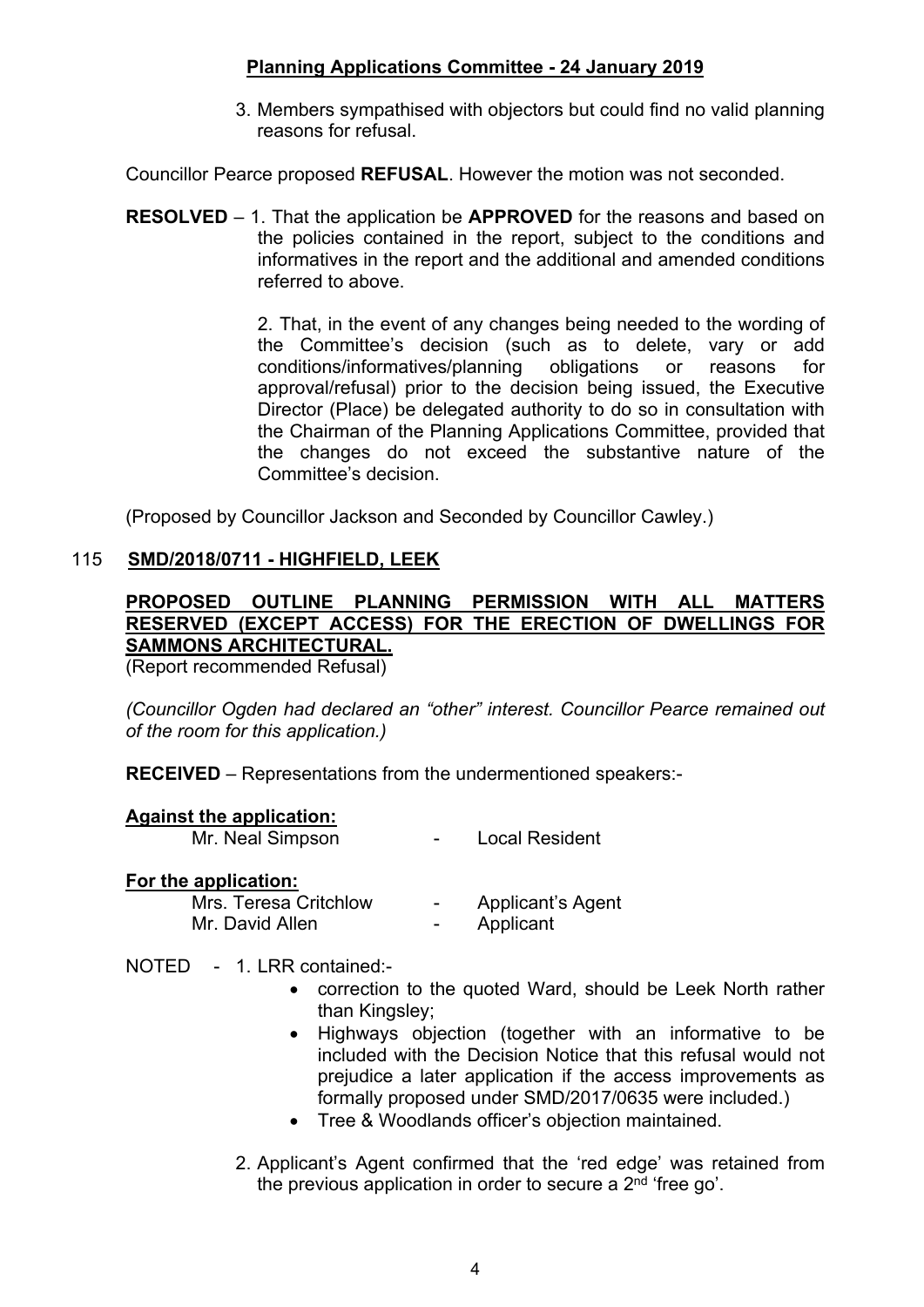3. Members sympathised with objectors but could find no valid planning reasons for refusal.

Councillor Pearce proposed **REFUSAL**. However the motion was not seconded.

**RESOLVED** – 1. That the application be **APPROVED** for the reasons and based on the policies contained in the report, subject to the conditions and informatives in the report and the additional and amended conditions referred to above.

2. That, in the event of any changes being needed to the wording of the Committee's decision (such as to delete, vary or add conditions/informatives/planning obligations or reasons for approval/refusal) prior to the decision being issued, the Executive Director (Place) be delegated authority to do so in consultation with the Chairman of the Planning Applications Committee, provided that the changes do not exceed the substantive nature of the Committee's decision.

(Proposed by Councillor Jackson and Seconded by Councillor Cawley.)

## 115 SMD/2018/0711 - HIGHFIELD, LEEK

**PROPOSED OUTLINE PLANNING PERMISSION WITH ALL MATTERS RESERVED (EXCEPT ACCESS) FOR THE ERECTION OF DWELLINGS FOR SAMMONS ARCHITECTURAL.**

(Report recommended Refusal)

*(Councillor Ogden had declared an "other" interest. Councillor Pearce remained out of the room for this application.)*

**RECEIVED** – Representations from the undermentioned speakers:-

**Against the application:**

Mr. Neal Simpson - Local Resident

**For the application:**

Mrs. Teresa Critchlow - Applicant's Agent
Mr. David Allen - Applicant

NOTED - 1. LRR contained:-

- correction to the quoted Ward, should be Leek North rather than Kingsley;
- Highways objection (together with an informative to be included with the Decision Notice that this refusal would not prejudice a later application if the access improvements as formally proposed under SMD/2017/0635 were included.)
- Tree & Woodlands officer's objection maintained.

2. Applicant's Agent confirmed that the 'red edge' was retained from the previous application in order to secure a 2nd 'free go'.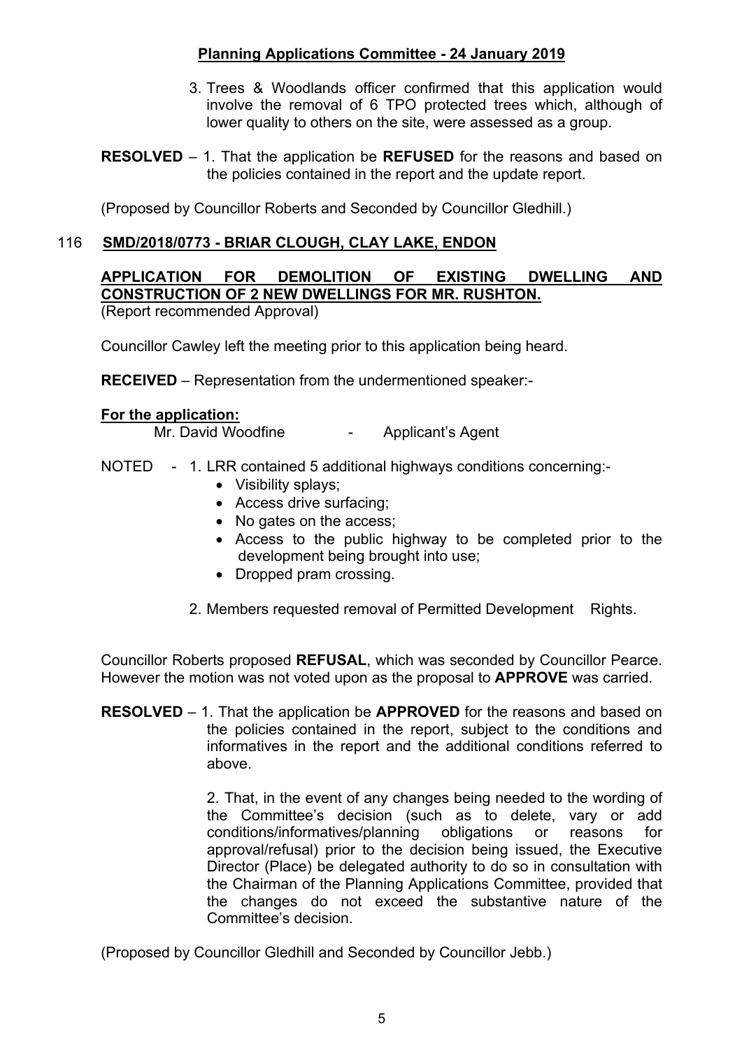3. Trees & Woodlands officer confirmed that this application would involve the removal of 6 TPO protected trees which, although of lower quality to others on the site, were assessed as a group.

**RESOLVED** – 1. That the application be **REFUSED** for the reasons and based on the policies contained in the report and the update report.

(Proposed by Councillor Roberts and Seconded by Councillor Gledhill.)

## 116 SMD/2018/0773 - BRIAR CLOUGH, CLAY LAKE, ENDON

**APPLICATION FOR DEMOLITION OF EXISTING DWELLING AND CONSTRUCTION OF 2 NEW DWELLINGS FOR MR. RUSHTON.**

(Report recommended Approval)

Councillor Cawley left the meeting prior to this application being heard.

**RECEIVED** – Representation from the undermentioned speaker:-

**For the application:**

Mr. David Woodfine - Applicant's Agent

NOTED - 1. LRR contained 5 additional highways conditions concerning:-

- Visibility splays;
- Access drive surfacing;
- No gates on the access;
- Access to the public highway to be completed prior to the development being brought into use;
- Dropped pram crossing.

2. Members requested removal of Permitted Development Rights.

Councillor Roberts proposed **REFUSAL**, which was seconded by Councillor Pearce. However the motion was not voted upon as the proposal to **APPROVE** was carried.

**RESOLVED** – 1. That the application be **APPROVED** for the reasons and based on the policies contained in the report, subject to the conditions and informatives in the report and the additional conditions referred to above.

2. That, in the event of any changes being needed to the wording of the Committee's decision (such as to delete, vary or add conditions/informatives/planning obligations or reasons for approval/refusal) prior to the decision being issued, the Executive Director (Place) be delegated authority to do so in consultation with the Chairman of the Planning Applications Committee, provided that the changes do not exceed the substantive nature of the Committee's decision.

(Proposed by Councillor Gledhill and Seconded by Councillor Jebb.)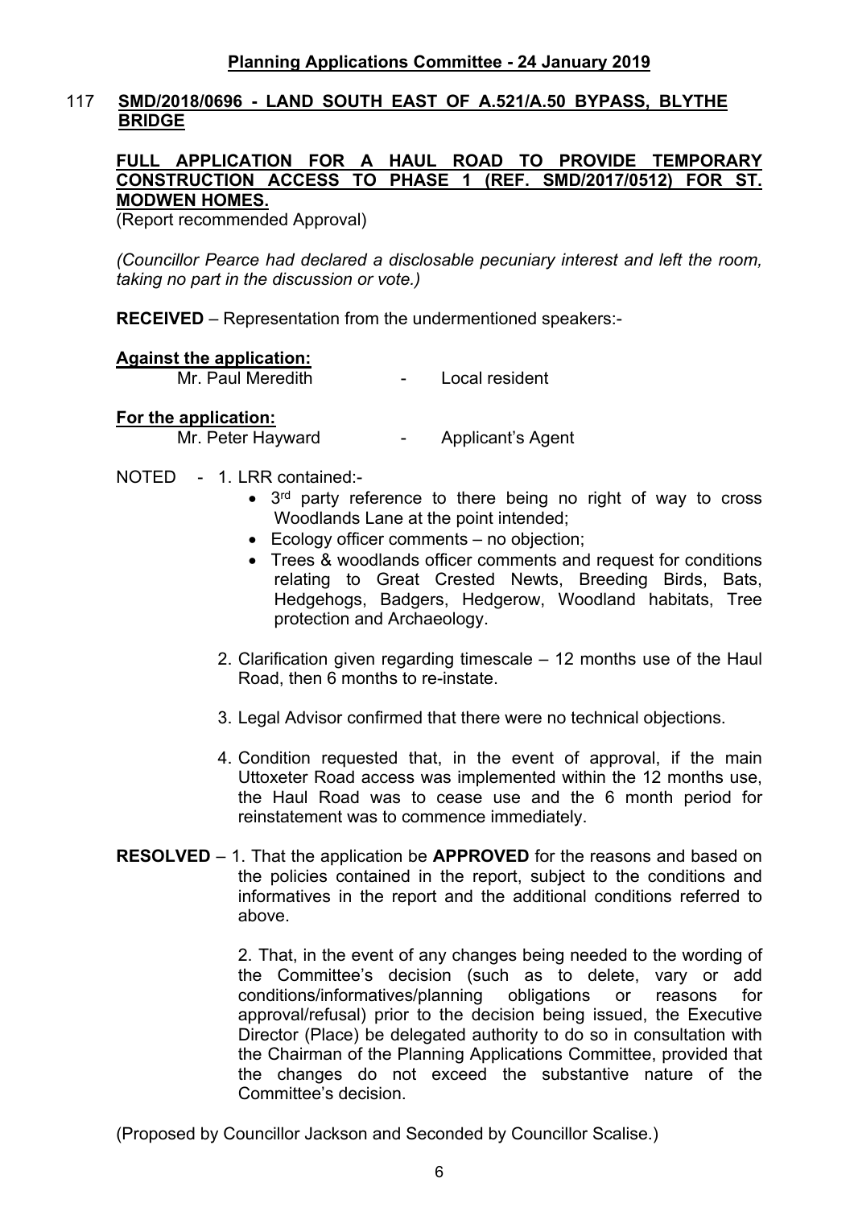**Planning Applications Committee - 24 January 2019**

117 **SMD/2018/0696 - LAND SOUTH EAST OF A.521/A.50 BYPASS, BLYTHE BRIDGE**

**FULL APPLICATION FOR A HAUL ROAD TO PROVIDE TEMPORARY CONSTRUCTION ACCESS TO PHASE 1 (REF. SMD/2017/0512) FOR ST. MODWEN HOMES.**
(Report recommended Approval)

*(Councillor Pearce had declared a disclosable pecuniary interest and left the room, taking no part in the discussion or vote.)*

**RECEIVED** – Representation from the undermentioned speakers:-

**Against the application:**

Mr. Paul Meredith - Local resident

**For the application:**

Mr. Peter Hayward - Applicant's Agent

NOTED - 1. LRR contained:-

- 3rd party reference to there being no right of way to cross Woodlands Lane at the point intended;
- Ecology officer comments – no objection;
- Trees & woodlands officer comments and request for conditions relating to Great Crested Newts, Breeding Birds, Bats, Hedgehogs, Badgers, Hedgerow, Woodland habitats, Tree protection and Archaeology.

2. Clarification given regarding timescale – 12 months use of the Haul Road, then 6 months to re-instate.

3. Legal Advisor confirmed that there were no technical objections.

4. Condition requested that, in the event of approval, if the main Uttoxeter Road access was implemented within the 12 months use, the Haul Road was to cease use and the 6 month period for reinstatement was to commence immediately.

**RESOLVED** – 1. That the application be **APPROVED** for the reasons and based on the policies contained in the report, subject to the conditions and informatives in the report and the additional conditions referred to above.

2. That, in the event of any changes being needed to the wording of the Committee's decision (such as to delete, vary or add conditions/informatives/planning obligations or reasons for approval/refusal) prior to the decision being issued, the Executive Director (Place) be delegated authority to do so in consultation with the Chairman of the Planning Applications Committee, provided that the changes do not exceed the substantive nature of the Committee's decision.

(Proposed by Councillor Jackson and Seconded by Councillor Scalise.)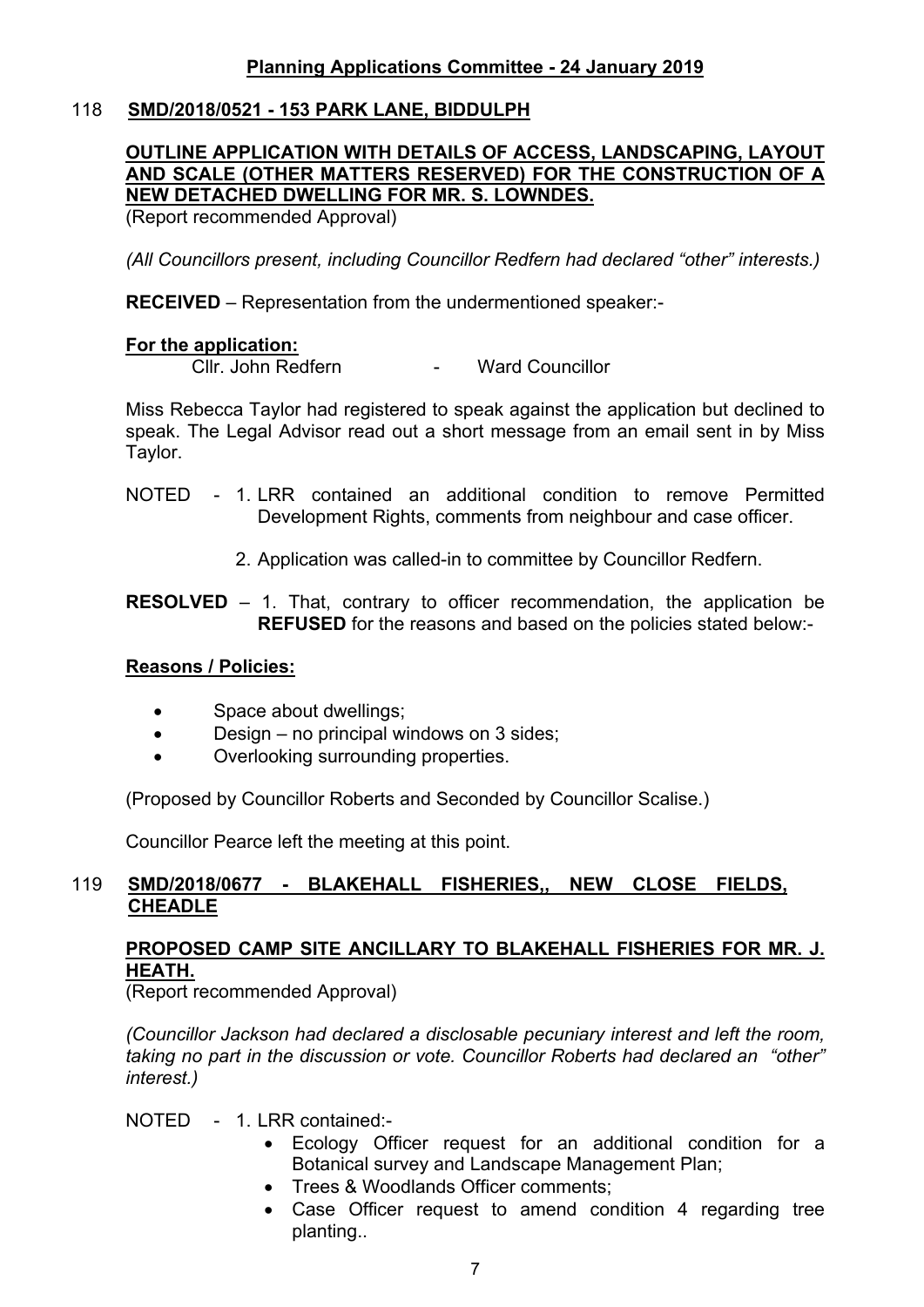## Planning Applications Committee - 24 January 2019

### 118 SMD/2018/0521 - 153 PARK LANE, BIDDULPH

**OUTLINE APPLICATION WITH DETAILS OF ACCESS, LANDSCAPING, LAYOUT AND SCALE (OTHER MATTERS RESERVED) FOR THE CONSTRUCTION OF A NEW DETACHED DWELLING FOR MR. S. LOWNDES.**

(Report recommended Approval)

*(All Councillors present, including Councillor Redfern had declared "other" interests.)*

**RECEIVED** – Representation from the undermentioned speaker:-

**For the application:**

Cllr. John Redfern - Ward Councillor

Miss Rebecca Taylor had registered to speak against the application but declined to speak. The Legal Advisor read out a short message from an email sent in by Miss Taylor.

NOTED - 1. LRR contained an additional condition to remove Permitted Development Rights, comments from neighbour and case officer.

2. Application was called-in to committee by Councillor Redfern.

**RESOLVED** – 1. That, contrary to officer recommendation, the application be **REFUSED** for the reasons and based on the policies stated below:-

**Reasons / Policies:**

- Space about dwellings;
- Design – no principal windows on 3 sides;
- Overlooking surrounding properties.

(Proposed by Councillor Roberts and Seconded by Councillor Scalise.)

Councillor Pearce left the meeting at this point.

### 119 SMD/2018/0677 - BLAKEHALL FISHERIES,, NEW CLOSE FIELDS, CHEADLE

**PROPOSED CAMP SITE ANCILLARY TO BLAKEHALL FISHERIES FOR MR. J. HEATH.**

(Report recommended Approval)

*(Councillor Jackson had declared a disclosable pecuniary interest and left the room, taking no part in the discussion or vote. Councillor Roberts had declared an "other" interest.)*

NOTED - 1. LRR contained:-

- Ecology Officer request for an additional condition for a Botanical survey and Landscape Management Plan;
- Trees & Woodlands Officer comments;
- Case Officer request to amend condition 4 regarding tree planting..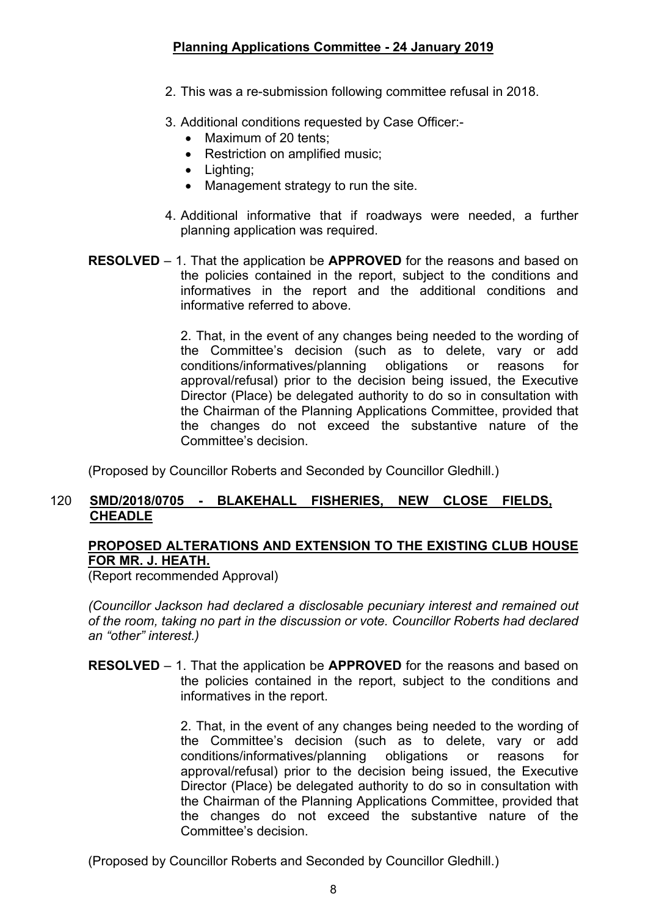2. This was a re-submission following committee refusal in 2018.

3. Additional conditions requested by Case Officer:-
   - Maximum of 20 tents;
   - Restriction on amplified music;
   - Lighting;
   - Management strategy to run the site.

4. Additional informative that if roadways were needed, a further planning application was required.

**RESOLVED** – 1. That the application be **APPROVED** for the reasons and based on the policies contained in the report, subject to the conditions and informatives in the report and the additional conditions and informative referred to above.

2. That, in the event of any changes being needed to the wording of the Committee's decision (such as to delete, vary or add conditions/informatives/planning obligations or reasons for approval/refusal) prior to the decision being issued, the Executive Director (Place) be delegated authority to do so in consultation with the Chairman of the Planning Applications Committee, provided that the changes do not exceed the substantive nature of the Committee's decision.

(Proposed by Councillor Roberts and Seconded by Councillor Gledhill.)

## 120 SMD/2018/0705 - BLAKEHALL FISHERIES, NEW CLOSE FIELDS, CHEADLE

### PROPOSED ALTERATIONS AND EXTENSION TO THE EXISTING CLUB HOUSE FOR MR. J. HEATH.

(Report recommended Approval)

*(Councillor Jackson had declared a disclosable pecuniary interest and remained out of the room, taking no part in the discussion or vote. Councillor Roberts had declared an "other" interest.)*

**RESOLVED** – 1. That the application be **APPROVED** for the reasons and based on the policies contained in the report, subject to the conditions and informatives in the report.

2. That, in the event of any changes being needed to the wording of the Committee's decision (such as to delete, vary or add conditions/informatives/planning obligations or reasons for approval/refusal) prior to the decision being issued, the Executive Director (Place) be delegated authority to do so in consultation with the Chairman of the Planning Applications Committee, provided that the changes do not exceed the substantive nature of the Committee's decision.

(Proposed by Councillor Roberts and Seconded by Councillor Gledhill.)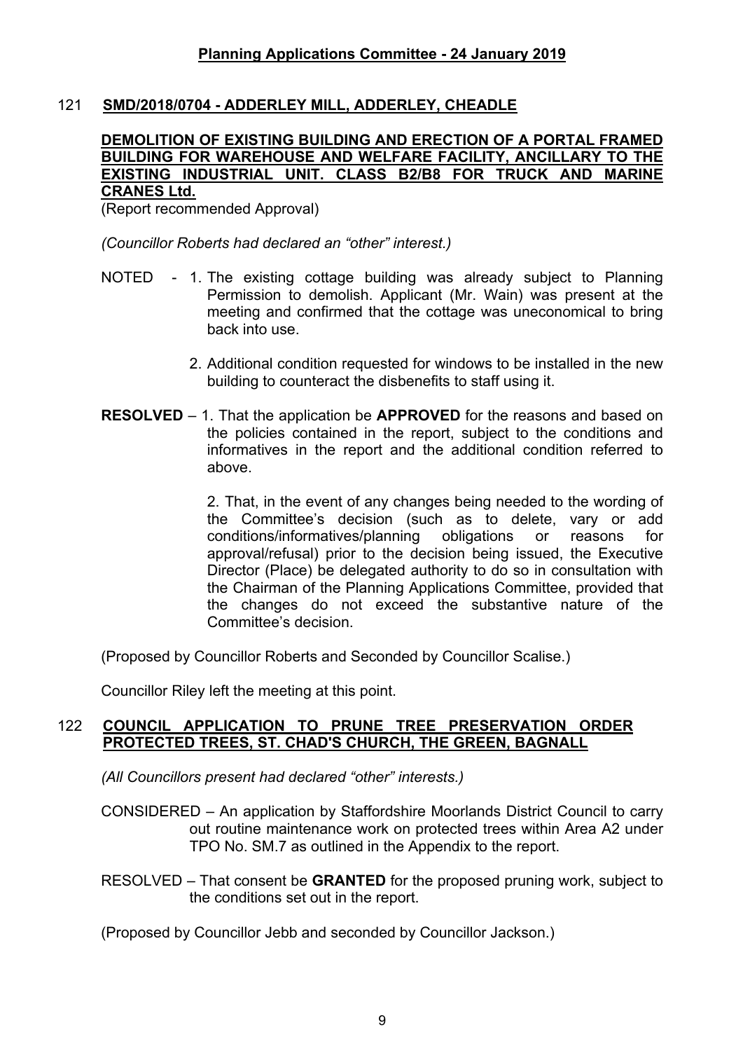## 121 SMD/2018/0704 - ADDERLEY MILL, ADDERLEY, CHEADLE

**DEMOLITION OF EXISTING BUILDING AND ERECTION OF A PORTAL FRAMED BUILDING FOR WAREHOUSE AND WELFARE FACILITY, ANCILLARY TO THE EXISTING INDUSTRIAL UNIT. CLASS B2/B8 FOR TRUCK AND MARINE CRANES Ltd.**

(Report recommended Approval)

*(Councillor Roberts had declared an "other" interest.)*

NOTED - 1. The existing cottage building was already subject to Planning Permission to demolish. Applicant (Mr. Wain) was present at the meeting and confirmed that the cottage was uneconomical to bring back into use.

2. Additional condition requested for windows to be installed in the new building to counteract the disbenefits to staff using it.

**RESOLVED** – 1. That the application be **APPROVED** for the reasons and based on the policies contained in the report, subject to the conditions and informatives in the report and the additional condition referred to above.

2. That, in the event of any changes being needed to the wording of the Committee's decision (such as to delete, vary or add conditions/informatives/planning obligations or reasons for approval/refusal) prior to the decision being issued, the Executive Director (Place) be delegated authority to do so in consultation with the Chairman of the Planning Applications Committee, provided that the changes do not exceed the substantive nature of the Committee's decision.

(Proposed by Councillor Roberts and Seconded by Councillor Scalise.)

Councillor Riley left the meeting at this point.

## 122 COUNCIL APPLICATION TO PRUNE TREE PRESERVATION ORDER PROTECTED TREES, ST. CHAD'S CHURCH, THE GREEN, BAGNALL

*(All Councillors present had declared "other" interests.)*

CONSIDERED – An application by Staffordshire Moorlands District Council to carry out routine maintenance work on protected trees within Area A2 under TPO No. SM.7 as outlined in the Appendix to the report.

RESOLVED – That consent be **GRANTED** for the proposed pruning work, subject to the conditions set out in the report.

(Proposed by Councillor Jebb and seconded by Councillor Jackson.)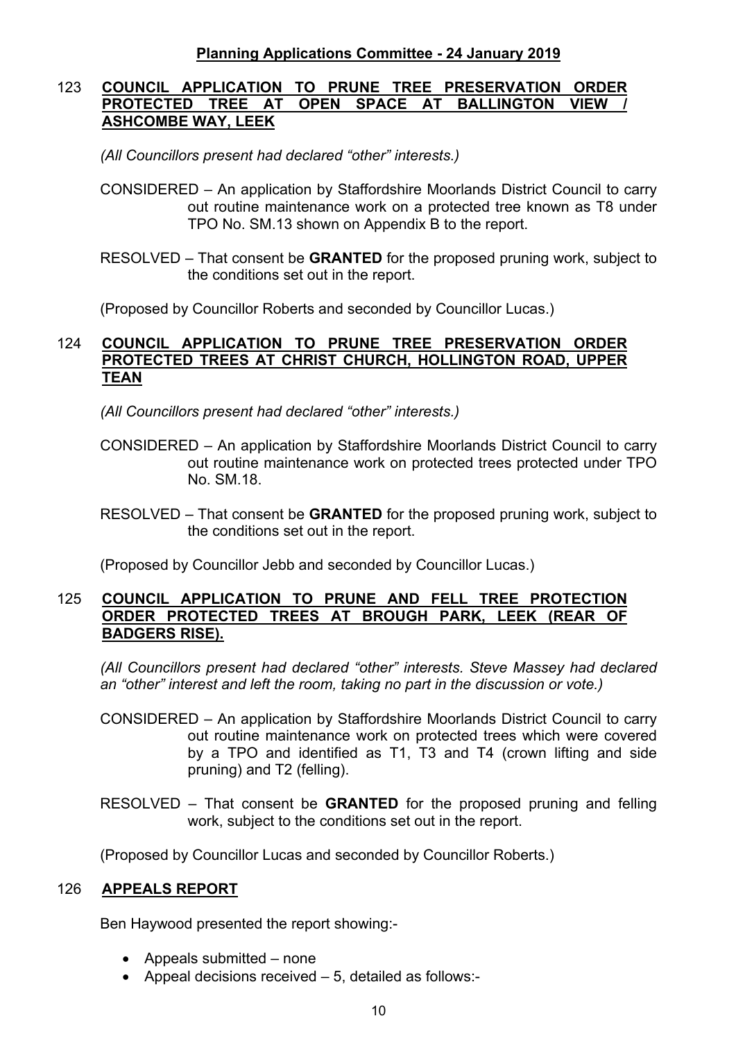## Planning Applications Committee - 24 January 2019

### 123 COUNCIL APPLICATION TO PRUNE TREE PRESERVATION ORDER PROTECTED TREE AT OPEN SPACE AT BALLINGTON VIEW / ASHCOMBE WAY, LEEK

*(All Councillors present had declared "other" interests.)*

CONSIDERED – An application by Staffordshire Moorlands District Council to carry out routine maintenance work on a protected tree known as T8 under TPO No. SM.13 shown on Appendix B to the report.

RESOLVED – That consent be **GRANTED** for the proposed pruning work, subject to the conditions set out in the report.

(Proposed by Councillor Roberts and seconded by Councillor Lucas.)

### 124 COUNCIL APPLICATION TO PRUNE TREE PRESERVATION ORDER PROTECTED TREES AT CHRIST CHURCH, HOLLINGTON ROAD, UPPER TEAN

*(All Councillors present had declared "other" interests.)*

CONSIDERED – An application by Staffordshire Moorlands District Council to carry out routine maintenance work on protected trees protected under TPO No. SM.18.

RESOLVED – That consent be **GRANTED** for the proposed pruning work, subject to the conditions set out in the report.

(Proposed by Councillor Jebb and seconded by Councillor Lucas.)

### 125 COUNCIL APPLICATION TO PRUNE AND FELL TREE PROTECTION ORDER PROTECTED TREES AT BROUGH PARK, LEEK (REAR OF BADGERS RISE).

*(All Councillors present had declared "other" interests. Steve Massey had declared an "other" interest and left the room, taking no part in the discussion or vote.)*

CONSIDERED – An application by Staffordshire Moorlands District Council to carry out routine maintenance work on protected trees which were covered by a TPO and identified as T1, T3 and T4 (crown lifting and side pruning) and T2 (felling).

RESOLVED – That consent be **GRANTED** for the proposed pruning and felling work, subject to the conditions set out in the report.

(Proposed by Councillor Lucas and seconded by Councillor Roberts.)

### 126 APPEALS REPORT

Ben Haywood presented the report showing:-

- Appeals submitted – none
- Appeal decisions received – 5, detailed as follows:-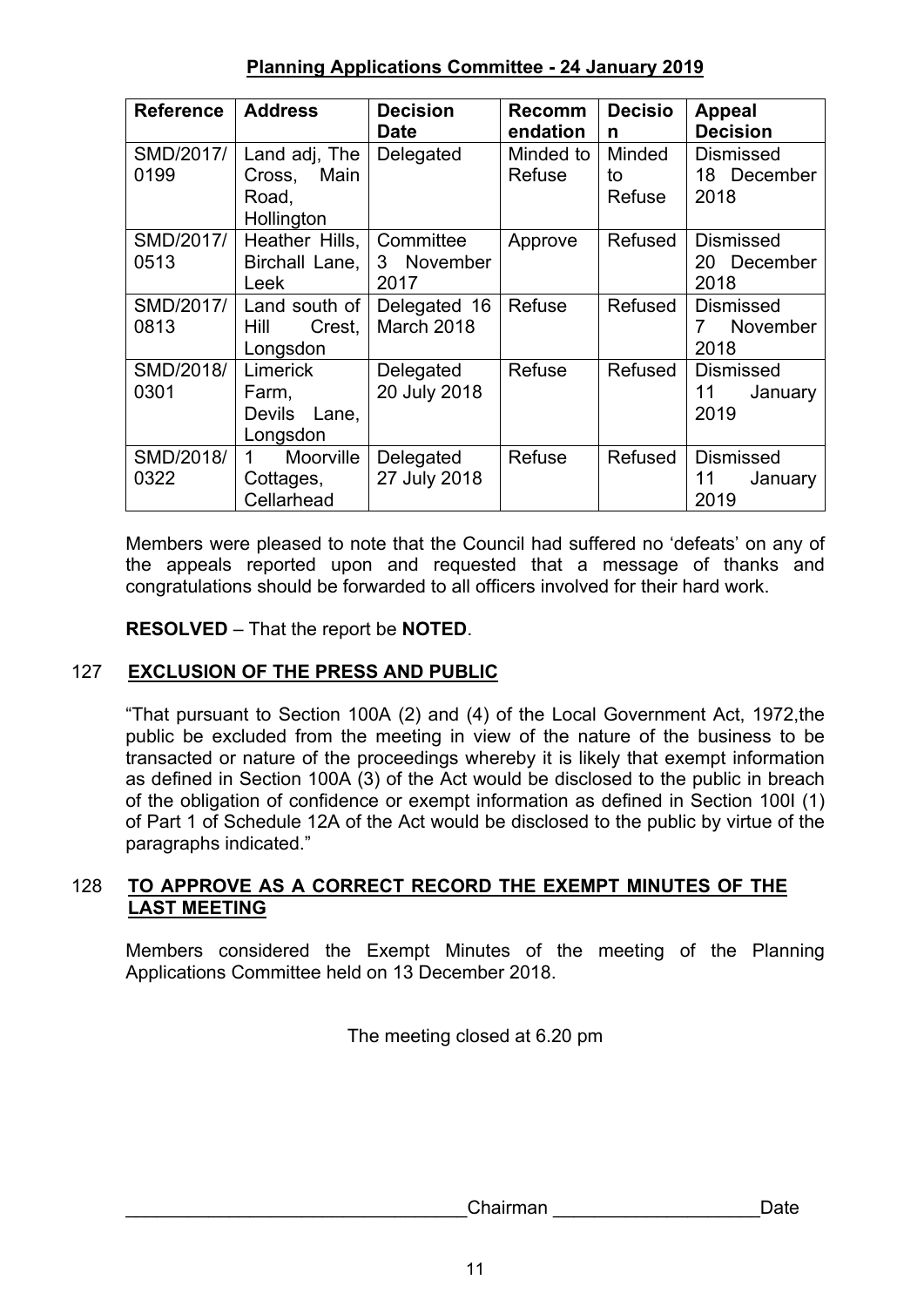**Planning Applications Committee - 24 January 2019**

| Reference | Address | Decision Date | Recommendation | Decision | Appeal Decision |
|---|---|---|---|---|---|
| SMD/2017/0199 | Land adj, The Cross, Main Road, Hollington | Delegated | Minded to Refuse | Minded to Refuse | Dismissed 18 December 2018 |
| SMD/2017/0513 | Heather Hills, Birchall Lane, Leek | Committee 3 November 2017 | Approve | Refused | Dismissed 20 December 2018 |
| SMD/2017/0813 | Land south of Hill Crest, Longsdon | Delegated 16 March 2018 | Refuse | Refused | Dismissed 7 November 2018 |
| SMD/2018/0301 | Limerick Farm, Devils Lane, Longsdon | Delegated 20 July 2018 | Refuse | Refused | Dismissed 11 January 2019 |
| SMD/2018/0322 | 1 Moorville Cottages, Cellarhead | Delegated 27 July 2018 | Refuse | Refused | Dismissed 11 January 2019 |

Members were pleased to note that the Council had suffered no 'defeats' on any of the appeals reported upon and requested that a message of thanks and congratulations should be forwarded to all officers involved for their hard work.

**RESOLVED** – That the report be **NOTED**.

## 127 EXCLUSION OF THE PRESS AND PUBLIC

"That pursuant to Section 100A (2) and (4) of the Local Government Act, 1972,the public be excluded from the meeting in view of the nature of the business to be transacted or nature of the proceedings whereby it is likely that exempt information as defined in Section 100A (3) of the Act would be disclosed to the public in breach of the obligation of confidence or exempt information as defined in Section 100I (1) of Part 1 of Schedule 12A of the Act would be disclosed to the public by virtue of the paragraphs indicated."

## 128 TO APPROVE AS A CORRECT RECORD THE EXEMPT MINUTES OF THE LAST MEETING

Members considered the Exempt Minutes of the meeting of the Planning Applications Committee held on 13 December 2018.

The meeting closed at 6.20 pm

________________________________Chairman ___________________Date